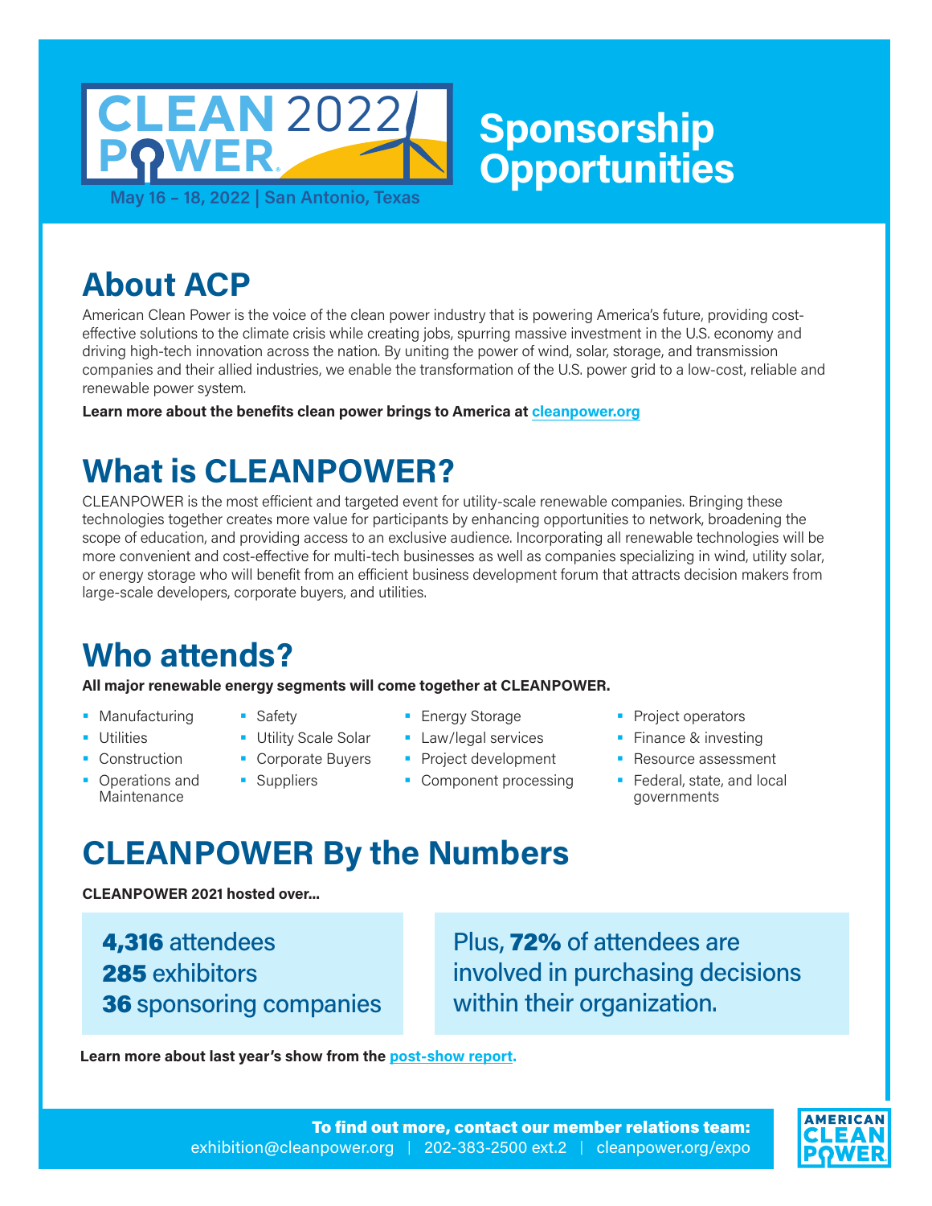# CLEAN POWER 2022

May 16 – 18, 2022 | San Antonio, Texas

# Sponsorship Opportunities

## About ACP

American Clean Power is the voice of the clean power industry that is powering America's future, providing cost-effective solutions to the climate crisis while creating jobs, spurring massive investment in the U.S. economy and driving high-tech innovation across the nation. By uniting the power of wind, solar, storage, and transmission companies and their allied industries, we enable the transformation of the U.S. power grid to a low-cost, reliable and renewable power system.

**Learn more about the benefits clean power brings to America at cleanpower.org**

## What is CLEANPOWER?

CLEANPOWER is the most efficient and targeted event for utility-scale renewable companies. Bringing these technologies together creates more value for participants by enhancing opportunities to network, broadening the scope of education, and providing access to an exclusive audience. Incorporating all renewable technologies will be more convenient and cost-effective for multi-tech businesses as well as companies specializing in wind, utility solar, or energy storage who will benefit from an efficient business development forum that attracts decision makers from large-scale developers, corporate buyers, and utilities.

## Who attends?

**All major renewable energy segments will come together at CLEANPOWER.**

- Manufacturing
- Utilities
- Construction
- Operations and Maintenance
- Safety
- Utility Scale Solar
- Corporate Buyers
- Suppliers
- Energy Storage
- Law/legal services
- Project development
- Component processing
- Project operators
- Finance & investing
- Resource assessment
- Federal, state, and local governments

## CLEANPOWER By the Numbers

**CLEANPOWER 2021 hosted over...**

**4,316** attendees
**285** exhibitors
**36** sponsoring companies

Plus, **72%** of attendees are involved in purchasing decisions within their organization.

**Learn more about last year's show from the post-show report.**

**To find out more, contact our member relations team:**
exhibition@cleanpower.org | 202-383-2500 ext.2 | cleanpower.org/expo

AMERICAN CLEAN POWER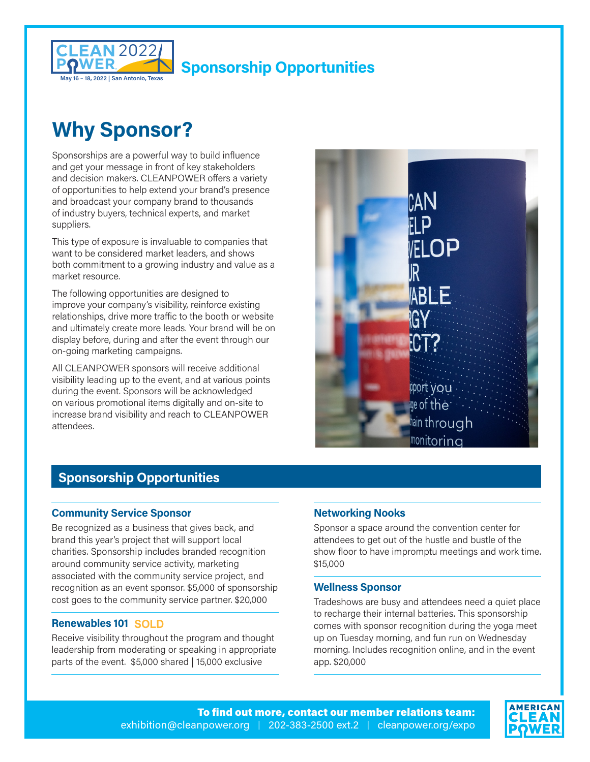# Sponsorship Opportunities

## Why Sponsor?

Sponsorships are a powerful way to build influence and get your message in front of key stakeholders and decision makers. CLEANPOWER offers a variety of opportunities to help extend your brand's presence and broadcast your company brand to thousands of industry buyers, technical experts, and market suppliers.

This type of exposure is invaluable to companies that want to be considered market leaders, and shows both commitment to a growing industry and value as a market resource.

The following opportunities are designed to improve your company's visibility, reinforce existing relationships, drive more traffic to the booth or website and ultimately create more leads. Your brand will be on display before, during and after the event through our on-going marketing campaigns.

All CLEANPOWER sponsors will receive additional visibility leading up to the event, and at various points during the event. Sponsors will be acknowledged on various promotional items digitally and on-site to increase brand visibility and reach to CLEANPOWER attendees.

## Sponsorship Opportunities

### Community Service Sponsor

Be recognized as a business that gives back, and brand this year's project that will support local charities. Sponsorship includes branded recognition around community service activity, marketing associated with the community service project, and recognition as an event sponsor. $5,000 of sponsorship cost goes to the community service partner. $20,000

### Renewables 101 SOLD

Receive visibility throughout the program and thought leadership from moderating or speaking in appropriate parts of the event. $5,000 shared | 15,000 exclusive

### Networking Nooks

Sponsor a space around the convention center for attendees to get out of the hustle and bustle of the show floor to have impromptu meetings and work time. $15,000

### Wellness Sponsor

Tradeshows are busy and attendees need a quiet place to recharge their internal batteries. This sponsorship comes with sponsor recognition during the yoga meet up on Tuesday morning, and fun run on Wednesday morning. Includes recognition online, and in the event app. $20,000

**To find out more, contact our member relations team:**
exhibition@cleanpower.org | 202-383-2500 ext.2 | cleanpower.org/expo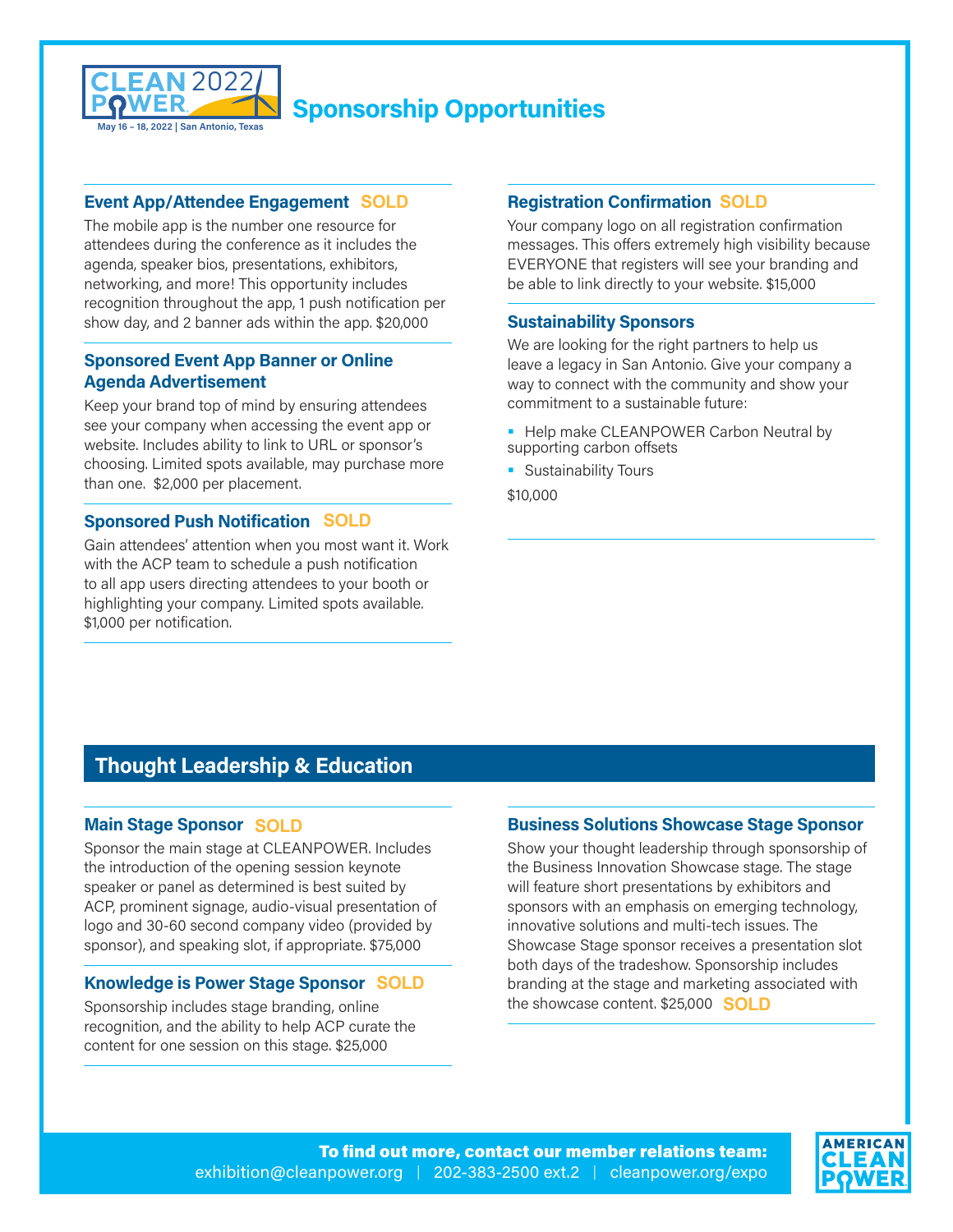CLEAN POWER 2022

May 16 – 18, 2022 | San Antonio, Texas

# Sponsorship Opportunities

### Event App/Attendee Engagement SOLD

The mobile app is the number one resource for attendees during the conference as it includes the agenda, speaker bios, presentations, exhibitors, networking, and more! This opportunity includes recognition throughout the app, 1 push notification per show day, and 2 banner ads within the app. $20,000

### Sponsored Event App Banner or Online Agenda Advertisement

Keep your brand top of mind by ensuring attendees see your company when accessing the event app or website. Includes ability to link to URL or sponsor's choosing. Limited spots available, may purchase more than one. $2,000 per placement.

### Sponsored Push Notification SOLD

Gain attendees' attention when you most want it. Work with the ACP team to schedule a push notification to all app users directing attendees to your booth or highlighting your company. Limited spots available. $1,000 per notification.

### Registration Confirmation SOLD

Your company logo on all registration confirmation messages. This offers extremely high visibility because EVERYONE that registers will see your branding and be able to link directly to your website. $15,000

### Sustainability Sponsors

We are looking for the right partners to help us leave a legacy in San Antonio. Give your company a way to connect with the community and show your commitment to a sustainable future:

- Help make CLEANPOWER Carbon Neutral by supporting carbon offsets
- Sustainability Tours

$10,000

## Thought Leadership & Education

### Main Stage Sponsor SOLD

Sponsor the main stage at CLEANPOWER. Includes the introduction of the opening session keynote speaker or panel as determined is best suited by ACP, prominent signage, audio-visual presentation of logo and 30-60 second company video (provided by sponsor), and speaking slot, if appropriate. $75,000

### Knowledge is Power Stage Sponsor SOLD

Sponsorship includes stage branding, online recognition, and the ability to help ACP curate the content for one session on this stage. $25,000

### Business Solutions Showcase Stage Sponsor

Show your thought leadership through sponsorship of the Business Innovation Showcase stage. The stage will feature short presentations by exhibitors and sponsors with an emphasis on emerging technology, innovative solutions and multi-tech issues. The Showcase Stage sponsor receives a presentation slot both days of the tradeshow. Sponsorship includes branding at the stage and marketing associated with the showcase content. $25,000 SOLD

**To find out more, contact our member relations team:**
exhibition@cleanpower.org | 202-383-2500 ext.2 | cleanpower.org/expo

AMERICAN CLEAN POWER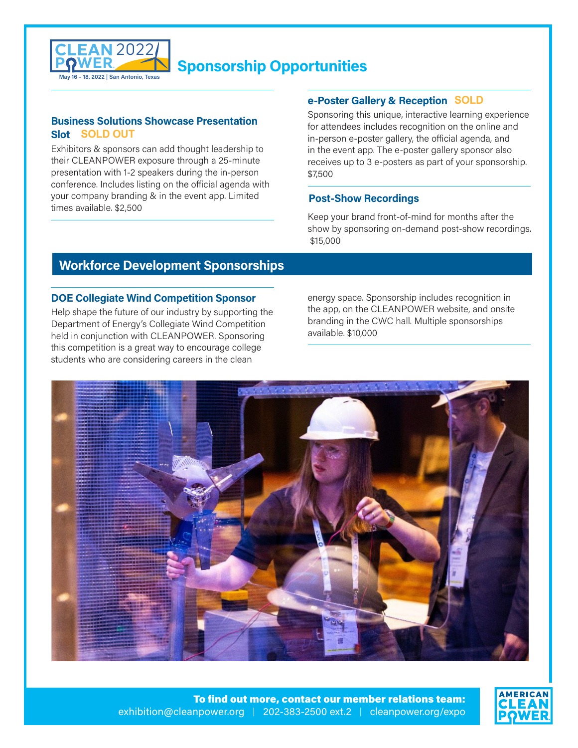# Sponsorship Opportunities

CLEAN POWER 2022 — May 16 – 18, 2022 | San Antonio, Texas

### Business Solutions Showcase Presentation Slot SOLD OUT

Exhibitors & sponsors can add thought leadership to their CLEANPOWER exposure through a 25-minute presentation with 1-2 speakers during the in-person conference. Includes listing on the official agenda with your company branding & in the event app. Limited times available. $2,500

### e-Poster Gallery & Reception SOLD

Sponsoring this unique, interactive learning experience for attendees includes recognition on the online and in-person e-poster gallery, the official agenda, and in the event app. The e-poster gallery sponsor also receives up to 3 e-posters as part of your sponsorship. $7,500

### Post-Show Recordings

Keep your brand front-of-mind for months after the show by sponsoring on-demand post-show recordings. $15,000

## Workforce Development Sponsorships

### DOE Collegiate Wind Competition Sponsor

Help shape the future of our industry by supporting the Department of Energy's Collegiate Wind Competition held in conjunction with CLEANPOWER. Sponsoring this competition is a great way to encourage college students who are considering careers in the clean energy space. Sponsorship includes recognition in the app, on the CLEANPOWER website, and onsite branding in the CWC hall. Multiple sponsorships available. $10,000

**To find out more, contact our member relations team:**
exhibition@cleanpower.org | 202-383-2500 ext.2 | cleanpower.org/expo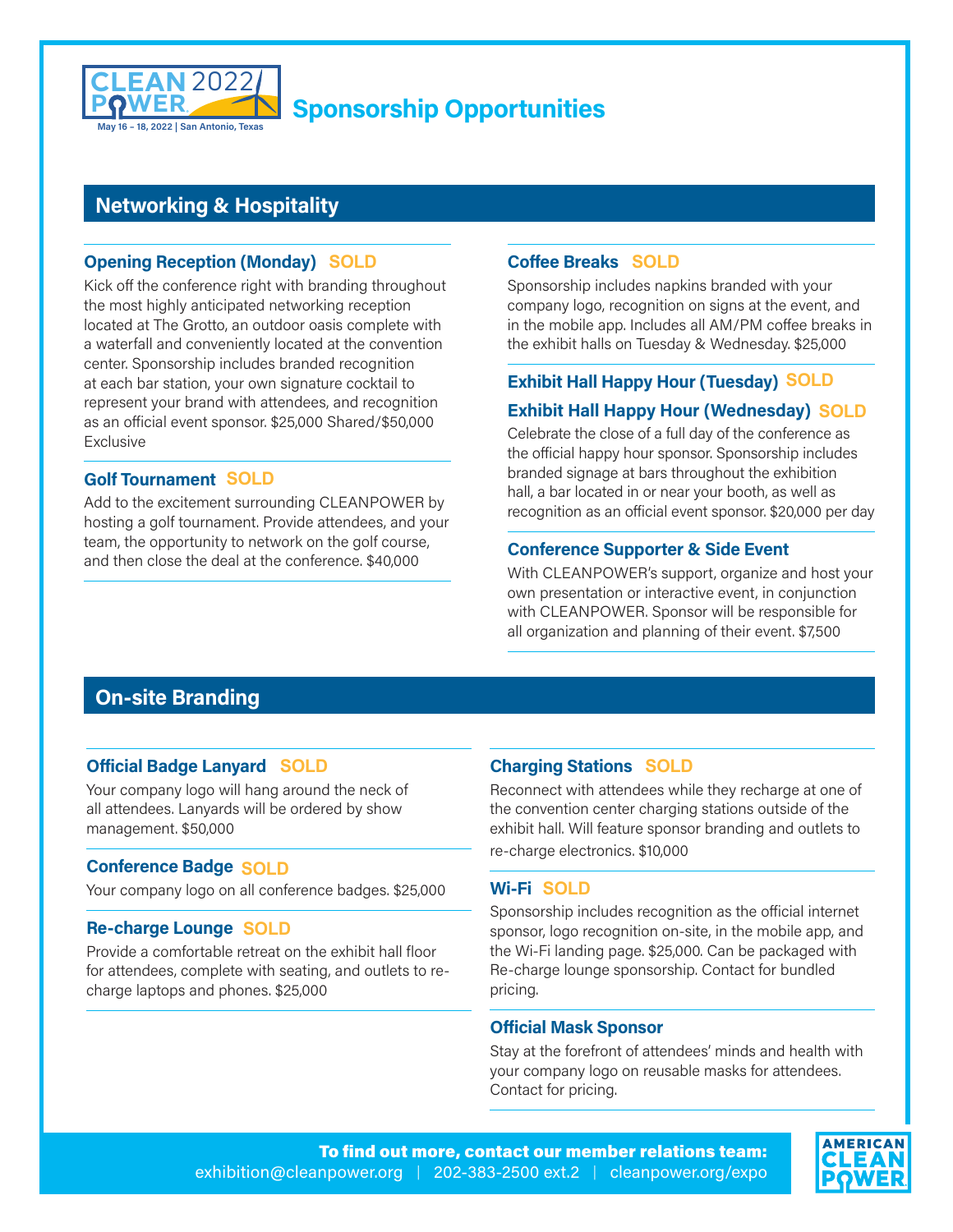CLEAN POWER 2022
May 16 – 18, 2022 | San Antonio, Texas

# Sponsorship Opportunities

## Networking & Hospitality

### Opening Reception (Monday) SOLD

Kick off the conference right with branding throughout the most highly anticipated networking reception located at The Grotto, an outdoor oasis complete with a waterfall and conveniently located at the convention center. Sponsorship includes branded recognition at each bar station, your own signature cocktail to represent your brand with attendees, and recognition as an official event sponsor. $25,000 Shared/$50,000 Exclusive

### Golf Tournament SOLD

Add to the excitement surrounding CLEANPOWER by hosting a golf tournament. Provide attendees, and your team, the opportunity to network on the golf course, and then close the deal at the conference. $40,000

### Coffee Breaks SOLD

Sponsorship includes napkins branded with your company logo, recognition on signs at the event, and in the mobile app. Includes all AM/PM coffee breaks in the exhibit halls on Tuesday & Wednesday. $25,000

### Exhibit Hall Happy Hour (Tuesday) SOLD

### Exhibit Hall Happy Hour (Wednesday) SOLD

Celebrate the close of a full day of the conference as the official happy hour sponsor. Sponsorship includes branded signage at bars throughout the exhibition hall, a bar located in or near your booth, as well as recognition as an official event sponsor. $20,000 per day

### Conference Supporter & Side Event

With CLEANPOWER's support, organize and host your own presentation or interactive event, in conjunction with CLEANPOWER. Sponsor will be responsible for all organization and planning of their event. $7,500

## On-site Branding

### Official Badge Lanyard SOLD

Your company logo will hang around the neck of all attendees. Lanyards will be ordered by show management. $50,000

### Conference Badge SOLD

Your company logo on all conference badges. $25,000

### Re-charge Lounge SOLD

Provide a comfortable retreat on the exhibit hall floor for attendees, complete with seating, and outlets to re-charge laptops and phones. $25,000

### Charging Stations SOLD

Reconnect with attendees while they recharge at one of the convention center charging stations outside of the exhibit hall. Will feature sponsor branding and outlets to re-charge electronics. $10,000

### Wi-Fi SOLD

Sponsorship includes recognition as the official internet sponsor, logo recognition on-site, in the mobile app, and the Wi-Fi landing page. $25,000. Can be packaged with Re-charge lounge sponsorship. Contact for bundled pricing.

### Official Mask Sponsor

Stay at the forefront of attendees' minds and health with your company logo on reusable masks for attendees. Contact for pricing.

**To find out more, contact our member relations team:**
exhibition@cleanpower.org | 202-383-2500 ext.2 | cleanpower.org/expo

AMERICAN CLEAN POWER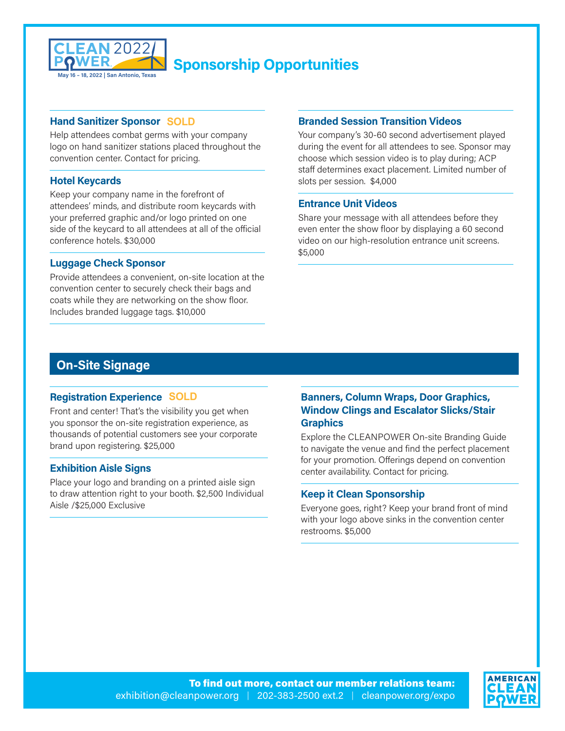# Sponsorship Opportunities

CLEAN POWER 2022
May 16 – 18, 2022 | San Antonio, Texas

### Hand Sanitizer Sponsor SOLD

Help attendees combat germs with your company logo on hand sanitizer stations placed throughout the convention center. Contact for pricing.

### Hotel Keycards

Keep your company name in the forefront of attendees' minds, and distribute room keycards with your preferred graphic and/or logo printed on one side of the keycard to all attendees at all of the official conference hotels. $30,000

### Luggage Check Sponsor

Provide attendees a convenient, on-site location at the convention center to securely check their bags and coats while they are networking on the show floor. Includes branded luggage tags. $10,000

### Branded Session Transition Videos

Your company's 30-60 second advertisement played during the event for all attendees to see. Sponsor may choose which session video is to play during; ACP staff determines exact placement. Limited number of slots per session. $4,000

### Entrance Unit Videos

Share your message with all attendees before they even enter the show floor by displaying a 60 second video on our high-resolution entrance unit screens. $5,000

## On-Site Signage

### Registration Experience SOLD

Front and center! That's the visibility you get when you sponsor the on-site registration experience, as thousands of potential customers see your corporate brand upon registering. $25,000

### Exhibition Aisle Signs

Place your logo and branding on a printed aisle sign to draw attention right to your booth. $2,500 Individual Aisle /$25,000 Exclusive

### Banners, Column Wraps, Door Graphics, Window Clings and Escalator Slicks/Stair Graphics

Explore the CLEANPOWER On-site Branding Guide to navigate the venue and find the perfect placement for your promotion. Offerings depend on convention center availability. Contact for pricing.

### Keep it Clean Sponsorship

Everyone goes, right? Keep your brand front of mind with your logo above sinks in the convention center restrooms. $5,000

**To find out more, contact our member relations team:**
exhibition@cleanpower.org | 202-383-2500 ext.2 | cleanpower.org/expo

AMERICAN CLEAN POWER